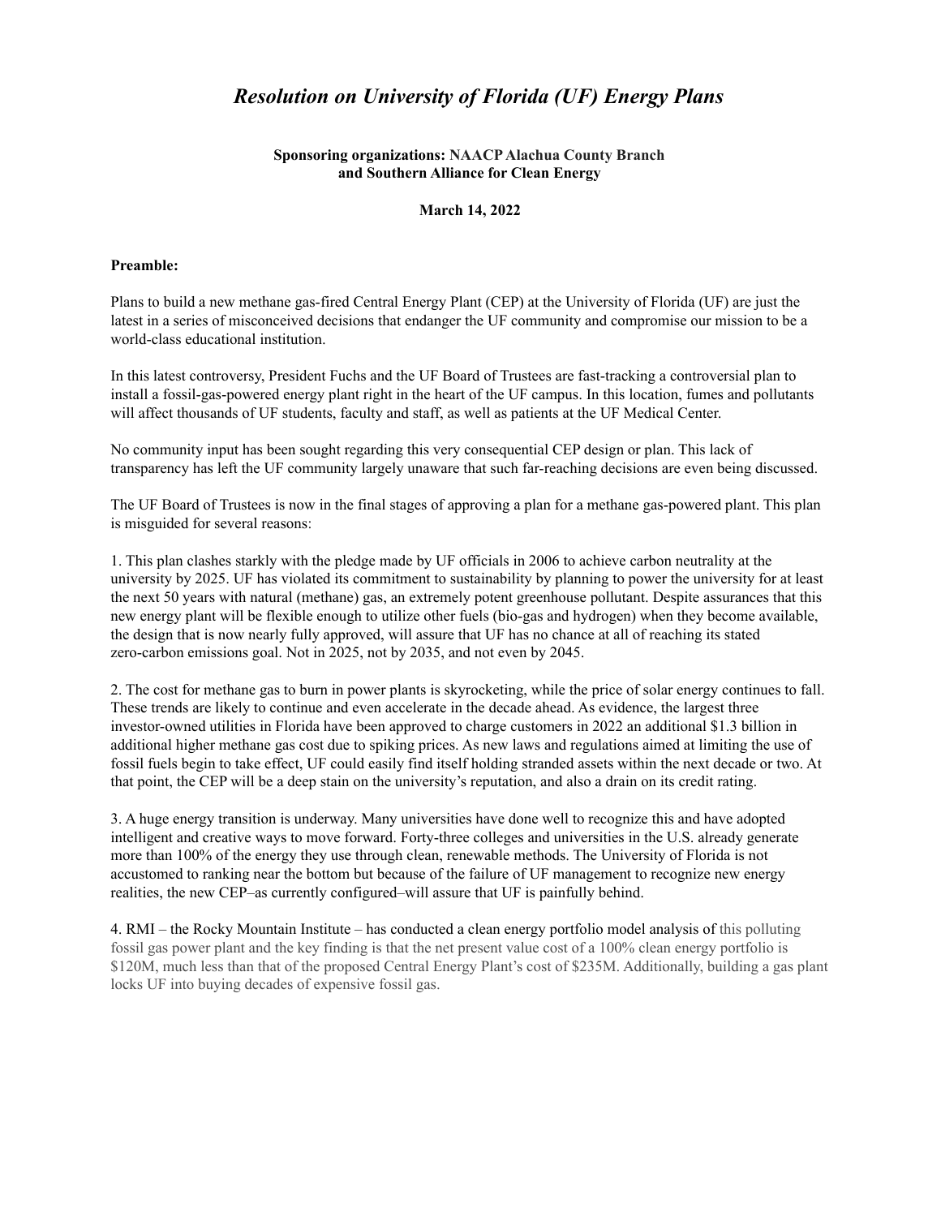# *Resolution on University of Florida (UF) Energy Plans*

**Sponsoring organizations: NAACP Alachua County Branch and Southern Alliance for Clean Energy**

**March 14, 2022**

**Preamble:**

Plans to build a new methane gas-fired Central Energy Plant (CEP) at the University of Florida (UF) are just the latest in a series of misconceived decisions that endanger the UF community and compromise our mission to be a world-class educational institution.

In this latest controversy, President Fuchs and the UF Board of Trustees are fast-tracking a controversial plan to install a fossil-gas-powered energy plant right in the heart of the UF campus. In this location, fumes and pollutants will affect thousands of UF students, faculty and staff, as well as patients at the UF Medical Center.

No community input has been sought regarding this very consequential CEP design or plan. This lack of transparency has left the UF community largely unaware that such far-reaching decisions are even being discussed.

The UF Board of Trustees is now in the final stages of approving a plan for a methane gas-powered plant. This plan is misguided for several reasons:

1. This plan clashes starkly with the pledge made by UF officials in 2006 to achieve carbon neutrality at the university by 2025. UF has violated its commitment to sustainability by planning to power the university for at least the next 50 years with natural (methane) gas, an extremely potent greenhouse pollutant. Despite assurances that this new energy plant will be flexible enough to utilize other fuels (bio-gas and hydrogen) when they become available, the design that is now nearly fully approved, will assure that UF has no chance at all of reaching its stated zero-carbon emissions goal. Not in 2025, not by 2035, and not even by 2045.

2. The cost for methane gas to burn in power plants is skyrocketing, while the price of solar energy continues to fall. These trends are likely to continue and even accelerate in the decade ahead. As evidence, the largest three investor-owned utilities in Florida have been approved to charge customers in 2022 an additional $1.3 billion in additional higher methane gas cost due to spiking prices. As new laws and regulations aimed at limiting the use of fossil fuels begin to take effect, UF could easily find itself holding stranded assets within the next decade or two. At that point, the CEP will be a deep stain on the university's reputation, and also a drain on its credit rating.

3. A huge energy transition is underway. Many universities have done well to recognize this and have adopted intelligent and creative ways to move forward. Forty-three colleges and universities in the U.S. already generate more than 100% of the energy they use through clean, renewable methods. The University of Florida is not accustomed to ranking near the bottom but because of the failure of UF management to recognize new energy realities, the new CEP–as currently configured–will assure that UF is painfully behind.

4. RMI – the Rocky Mountain Institute – has conducted a clean energy portfolio model analysis of this polluting fossil gas power plant and the key finding is that the net present value cost of a 100% clean energy portfolio is $120M, much less than that of the proposed Central Energy Plant's cost of $235M. Additionally, building a gas plant locks UF into buying decades of expensive fossil gas.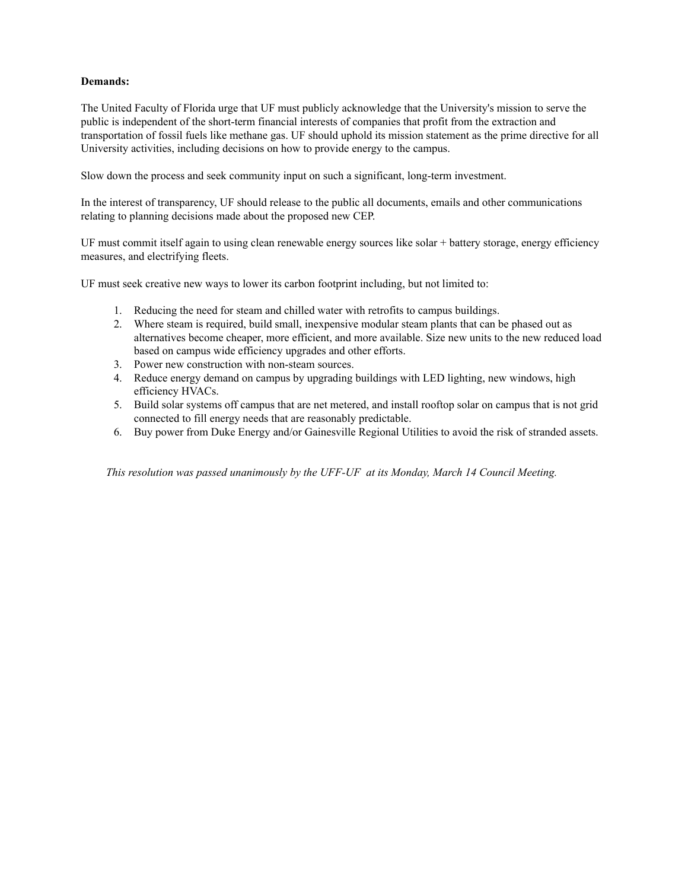**Demands:**

The United Faculty of Florida urge that UF must publicly acknowledge that the University's mission to serve the public is independent of the short-term financial interests of companies that profit from the extraction and transportation of fossil fuels like methane gas. UF should uphold its mission statement as the prime directive for all University activities, including decisions on how to provide energy to the campus.

Slow down the process and seek community input on such a significant, long-term investment.

In the interest of transparency, UF should release to the public all documents, emails and other communications relating to planning decisions made about the proposed new CEP.

UF must commit itself again to using clean renewable energy sources like solar + battery storage, energy efficiency measures, and electrifying fleets.

UF must seek creative new ways to lower its carbon footprint including, but not limited to:

1. Reducing the need for steam and chilled water with retrofits to campus buildings.
2. Where steam is required, build small, inexpensive modular steam plants that can be phased out as alternatives become cheaper, more efficient, and more available. Size new units to the new reduced load based on campus wide efficiency upgrades and other efforts.
3. Power new construction with non-steam sources.
4. Reduce energy demand on campus by upgrading buildings with LED lighting, new windows, high efficiency HVACs.
5. Build solar systems off campus that are net metered, and install rooftop solar on campus that is not grid connected to fill energy needs that are reasonably predictable.
6. Buy power from Duke Energy and/or Gainesville Regional Utilities to avoid the risk of stranded assets.

*This resolution was passed unanimously by the UFF-UF at its Monday, March 14 Council Meeting.*